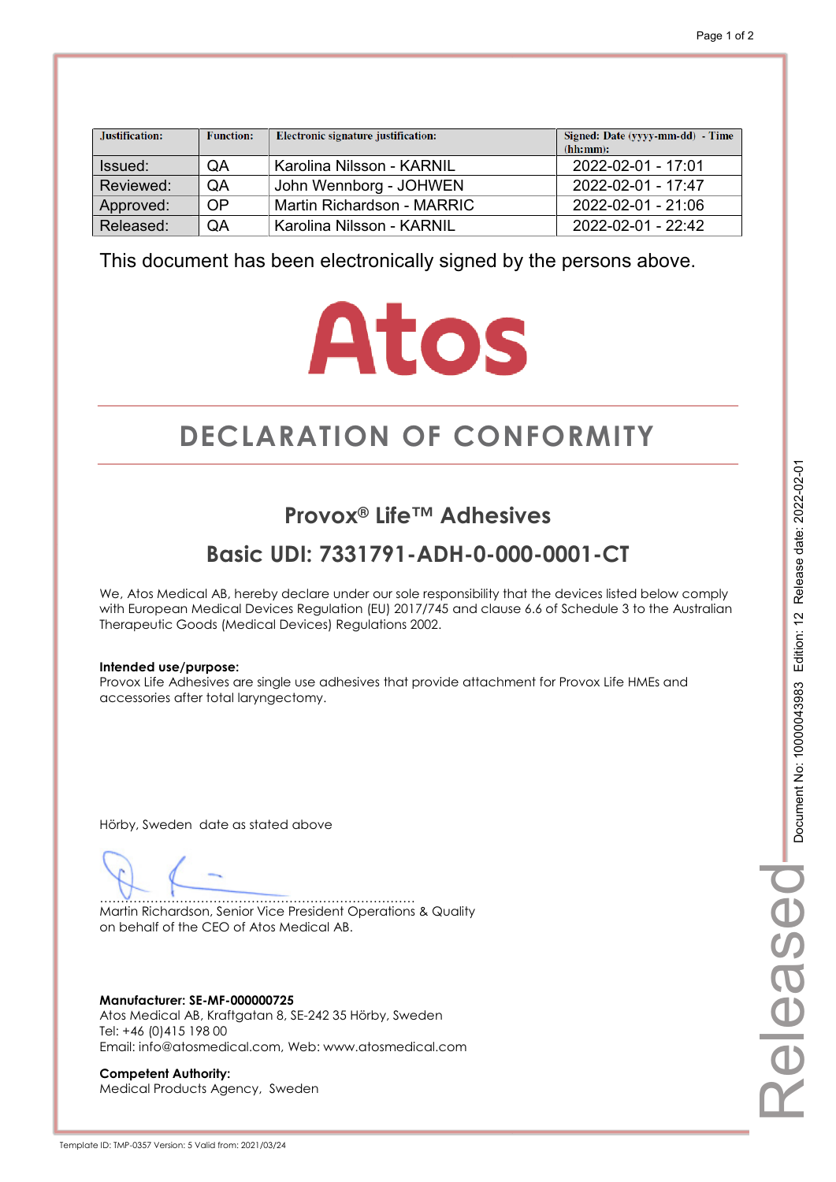| Justification: | Function: | Electronic signature justification: | Signed: Date (yyyy-mm-dd) - Time (hh:mm): |
|---|---|---|---|
| Issued: | QA | Karolina Nilsson - KARNIL | 2022-02-01 - 17:01 |
| Reviewed: | QA | John Wennborg - JOHWEN | 2022-02-01 - 17:47 |
| Approved: | OP | Martin Richardson - MARRIC | 2022-02-01 - 21:06 |
| Released: | QA | Karolina Nilsson - KARNIL | 2022-02-01 - 22:42 |

This document has been electronically signed by the persons above.

Atos

# DECLARATION OF CONFORMITY

## Provox® Life™ Adhesives

## Basic UDI: 7331791-ADH-0-000-0001-CT

We, Atos Medical AB, hereby declare under our sole responsibility that the devices listed below comply with European Medical Devices Regulation (EU) 2017/745 and clause 6.6 of Schedule 3 to the Australian Therapeutic Goods (Medical Devices) Regulations 2002.

**Intended use/purpose:**
Provox Life Adhesives are single use adhesives that provide attachment for Provox Life HMEs and accessories after total laryngectomy.

Hörby, Sweden date as stated above

.......................................................................................
Martin Richardson, Senior Vice President Operations & Quality
on behalf of the CEO of Atos Medical AB.

**Manufacturer: SE-MF-000000725**
Atos Medical AB, Kraftgatan 8, SE-242 35 Hörby, Sweden
Tel: +46 (0)415 198 00
Email: info@atosmedical.com, Web: www.atosmedical.com

**Competent Authority:**
Medical Products Agency, Sweden

Document No: 100000043983 Edition: 12 Release date: 2022-02-01

Released

Template ID: TMP-0357 Version: 5 Valid from: 2021/03/24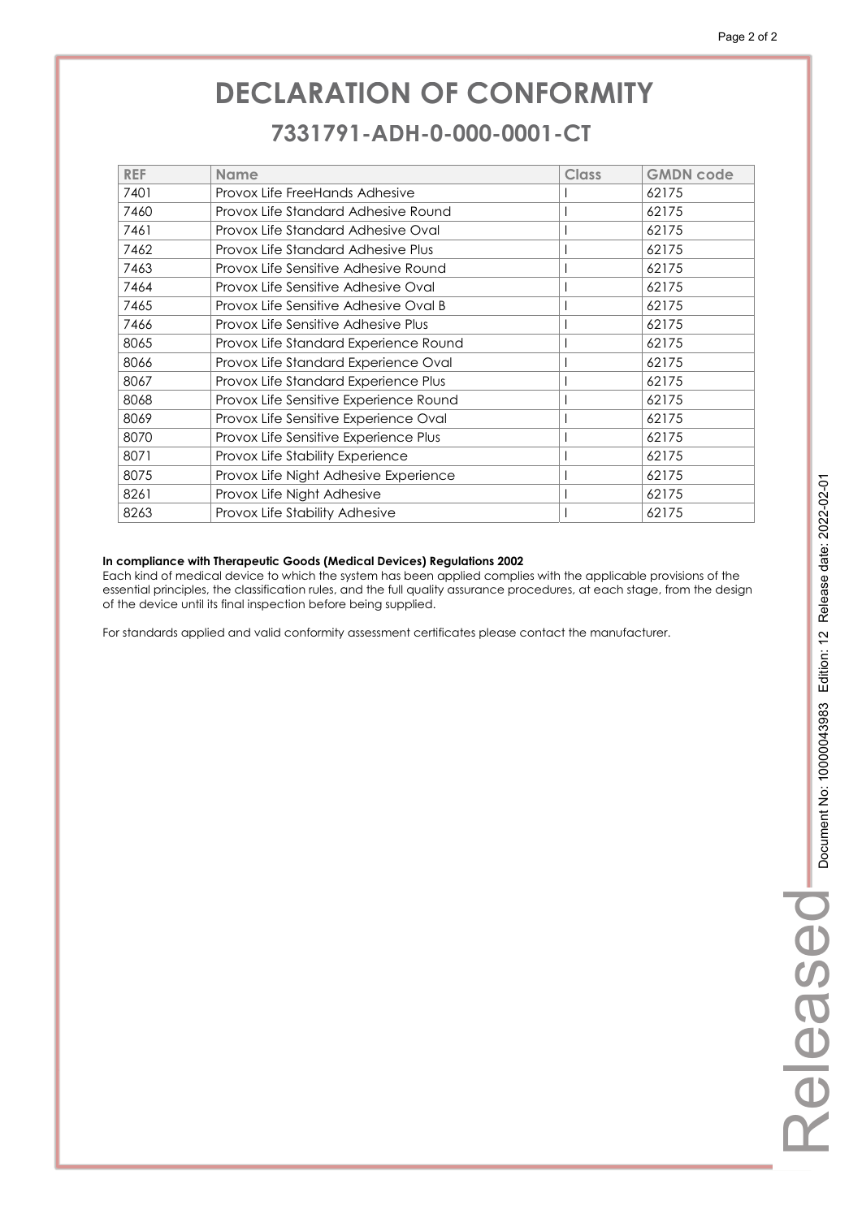# DECLARATION OF CONFORMITY

## 7331791-ADH-0-000-0001-CT

| REF | Name | Class | GMDN code |
|---|---|---|---|
| 7401 | Provox Life FreeHands Adhesive | I | 62175 |
| 7460 | Provox Life Standard Adhesive Round | I | 62175 |
| 7461 | Provox Life Standard Adhesive Oval | I | 62175 |
| 7462 | Provox Life Standard Adhesive Plus | I | 62175 |
| 7463 | Provox Life Sensitive Adhesive Round | I | 62175 |
| 7464 | Provox Life Sensitive Adhesive Oval | I | 62175 |
| 7465 | Provox Life Sensitive Adhesive Oval B | I | 62175 |
| 7466 | Provox Life Sensitive Adhesive Plus | I | 62175 |
| 8065 | Provox Life Standard Experience Round | I | 62175 |
| 8066 | Provox Life Standard Experience Oval | I | 62175 |
| 8067 | Provox Life Standard Experience Plus | I | 62175 |
| 8068 | Provox Life Sensitive Experience Round | I | 62175 |
| 8069 | Provox Life Sensitive Experience Oval | I | 62175 |
| 8070 | Provox Life Sensitive Experience Plus | I | 62175 |
| 8071 | Provox Life Stability Experience | I | 62175 |
| 8075 | Provox Life Night Adhesive Experience | I | 62175 |
| 8261 | Provox Life Night Adhesive | I | 62175 |
| 8263 | Provox Life Stability Adhesive | I | 62175 |

**In compliance with Therapeutic Goods (Medical Devices) Regulations 2002**

Each kind of medical device to which the system has been applied complies with the applicable provisions of the essential principles, the classification rules, and the full quality assurance procedures, at each stage, from the design of the device until its final inspection before being supplied.

For standards applied and valid conformity assessment certificates please contact the manufacturer.

Released

Document No: 1000043983 Edition: 12 Release date: 2022-02-01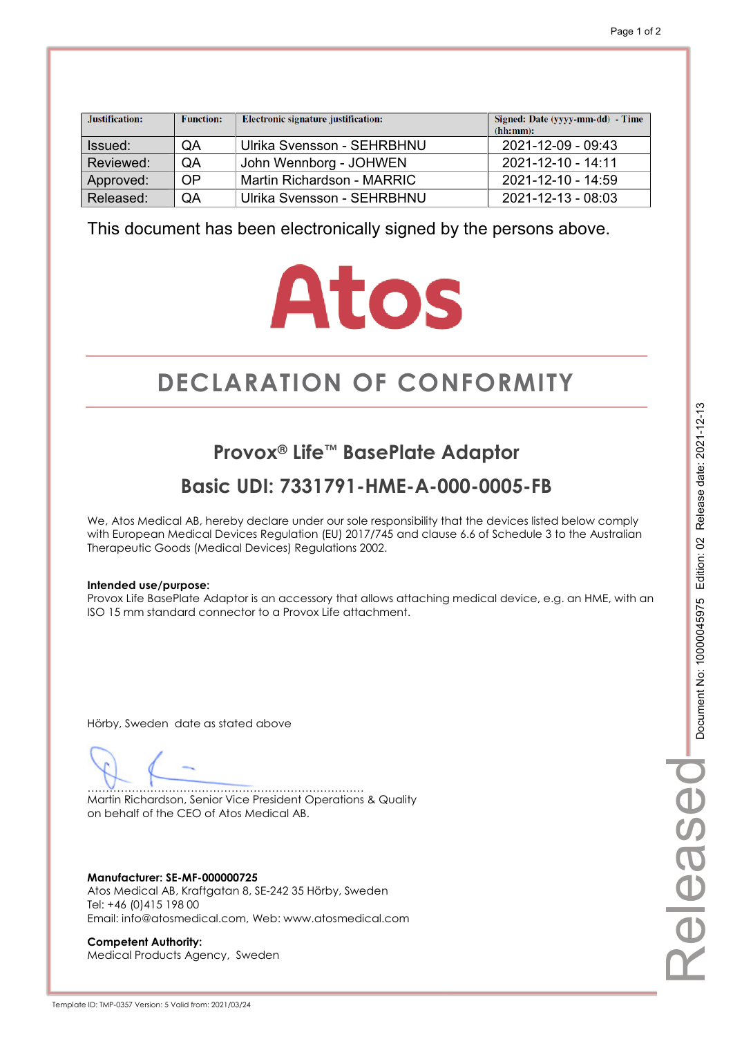| Justification: | Function: | Electronic signature justification: | Signed: Date (yyyy-mm-dd) - Time (hh:mm): |
|---|---|---|---|
| Issued: | QA | Ulrika Svensson - SEHRBHNU | 2021-12-09 - 09:43 |
| Reviewed: | QA | John Wennborg - JOHWEN | 2021-12-10 - 14:11 |
| Approved: | OP | Martin Richardson - MARRIC | 2021-12-10 - 14:59 |
| Released: | QA | Ulrika Svensson - SEHRBHNU | 2021-12-13 - 08:03 |

This document has been electronically signed by the persons above.

Atos

# DECLARATION OF CONFORMITY

## Provox® Life™ BasePlate Adaptor

## Basic UDI: 7331791-HME-A-000-0005-FB

We, Atos Medical AB, hereby declare under our sole responsibility that the devices listed below comply with European Medical Devices Regulation (EU) 2017/745 and clause 6.6 of Schedule 3 to the Australian Therapeutic Goods (Medical Devices) Regulations 2002.

**Intended use/purpose:**
Provox Life BasePlate Adaptor is an accessory that allows attaching medical device, e.g. an HME, with an ISO 15 mm standard connector to a Provox Life attachment.

Hörby, Sweden date as stated above

..........................................................................
Martin Richardson, Senior Vice President Operations & Quality
on behalf of the CEO of Atos Medical AB.

**Manufacturer: SE-MF-000000725**
Atos Medical AB, Kraftgatan 8, SE-242 35 Hörby, Sweden
Tel: +46 (0)415 198 00
Email: info@atosmedical.com, Web: www.atosmedical.com

**Competent Authority:**
Medical Products Agency, Sweden

Document No: 10000045975 Edition: 02 Release date: 2021-12-13

Released

Template ID: TMP-0357 Version: 5 Valid from: 2021/03/24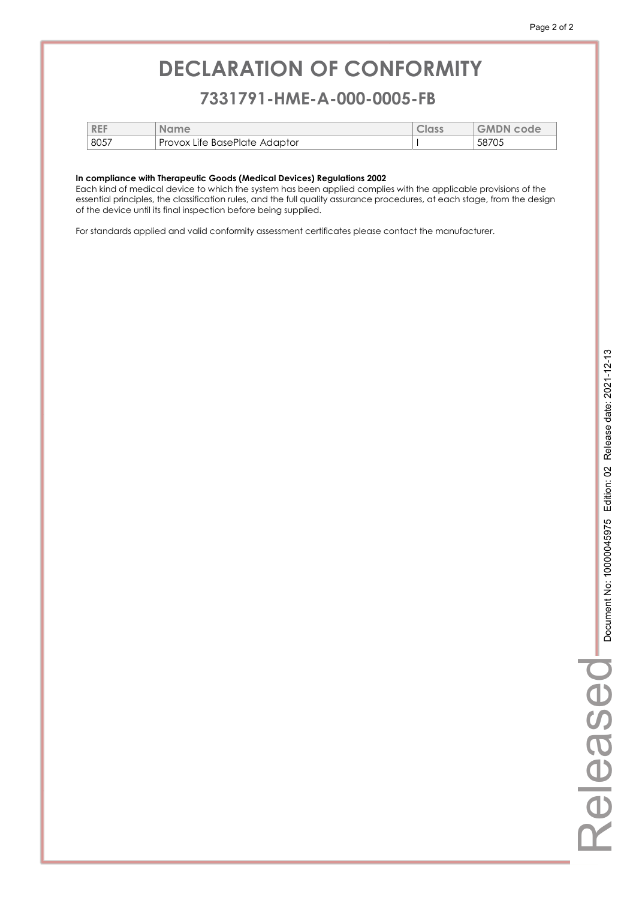# DECLARATION OF CONFORMITY

## 7331791-HME-A-000-0005-FB

| REF | Name | Class | GMDN code |
|---|---|---|---|
| 8057 | Provox Life BasePlate Adaptor | I | 58705 |

**In compliance with Therapeutic Goods (Medical Devices) Regulations 2002**
Each kind of medical device to which the system has been applied complies with the applicable provisions of the essential principles, the classification rules, and the full quality assurance procedures, at each stage, from the design of the device until its final inspection before being supplied.

For standards applied and valid conformity assessment certificates please contact the manufacturer.

Released Document No: 10000045975 Edition: 02 Release date: 2021-12-13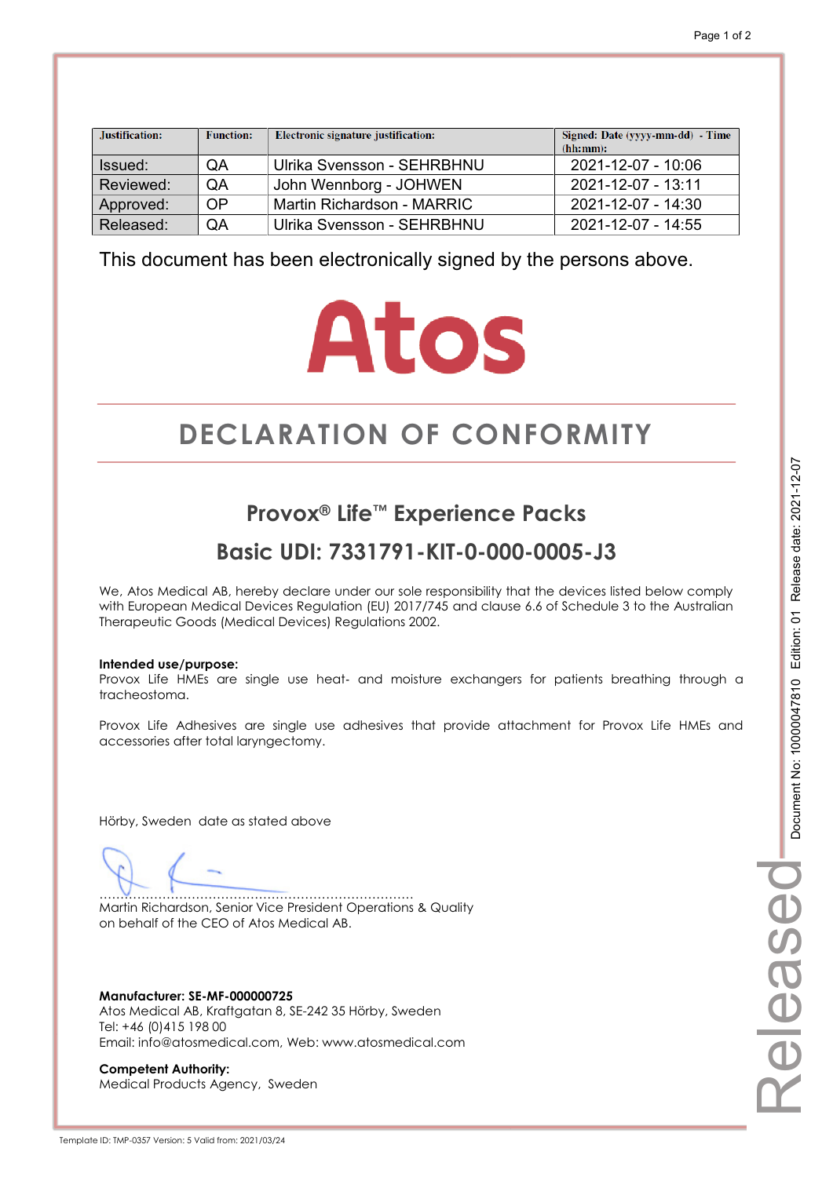| Justification: | Function: | Electronic signature justification: | Signed: Date (yyyy-mm-dd) - Time (hh:mm): |
|---|---|---|---|
| Issued: | QA | Ulrika Svensson - SEHRBHNU | 2021-12-07 - 10:06 |
| Reviewed: | QA | John Wennborg - JOHWEN | 2021-12-07 - 13:11 |
| Approved: | OP | Martin Richardson - MARRIC | 2021-12-07 - 14:30 |
| Released: | QA | Ulrika Svensson - SEHRBHNU | 2021-12-07 - 14:55 |

This document has been electronically signed by the persons above.

Atos

# DECLARATION OF CONFORMITY

## Provox® Life™ Experience Packs

## Basic UDI: 7331791-KIT-0-000-0005-J3

We, Atos Medical AB, hereby declare under our sole responsibility that the devices listed below comply with European Medical Devices Regulation (EU) 2017/745 and clause 6.6 of Schedule 3 to the Australian Therapeutic Goods (Medical Devices) Regulations 2002.

**Intended use/purpose:**
Provox Life HMEs are single use heat- and moisture exchangers for patients breathing through a tracheostoma.

Provox Life Adhesives are single use adhesives that provide attachment for Provox Life HMEs and accessories after total laryngectomy.

Hörby, Sweden date as stated above

..........................................................................
Martin Richardson, Senior Vice President Operations & Quality
on behalf of the CEO of Atos Medical AB.

**Manufacturer: SE-MF-000000725**
Atos Medical AB, Kraftgatan 8, SE-242 35 Hörby, Sweden
Tel: +46 (0)415 198 00
Email: info@atosmedical.com, Web: www.atosmedical.com

**Competent Authority:**
Medical Products Agency, Sweden

Document No: 10000047810 Edition: 01 Release date: 2021-12-07

Released

Template ID: TMP-0357 Version: 5 Valid from: 2021/03/24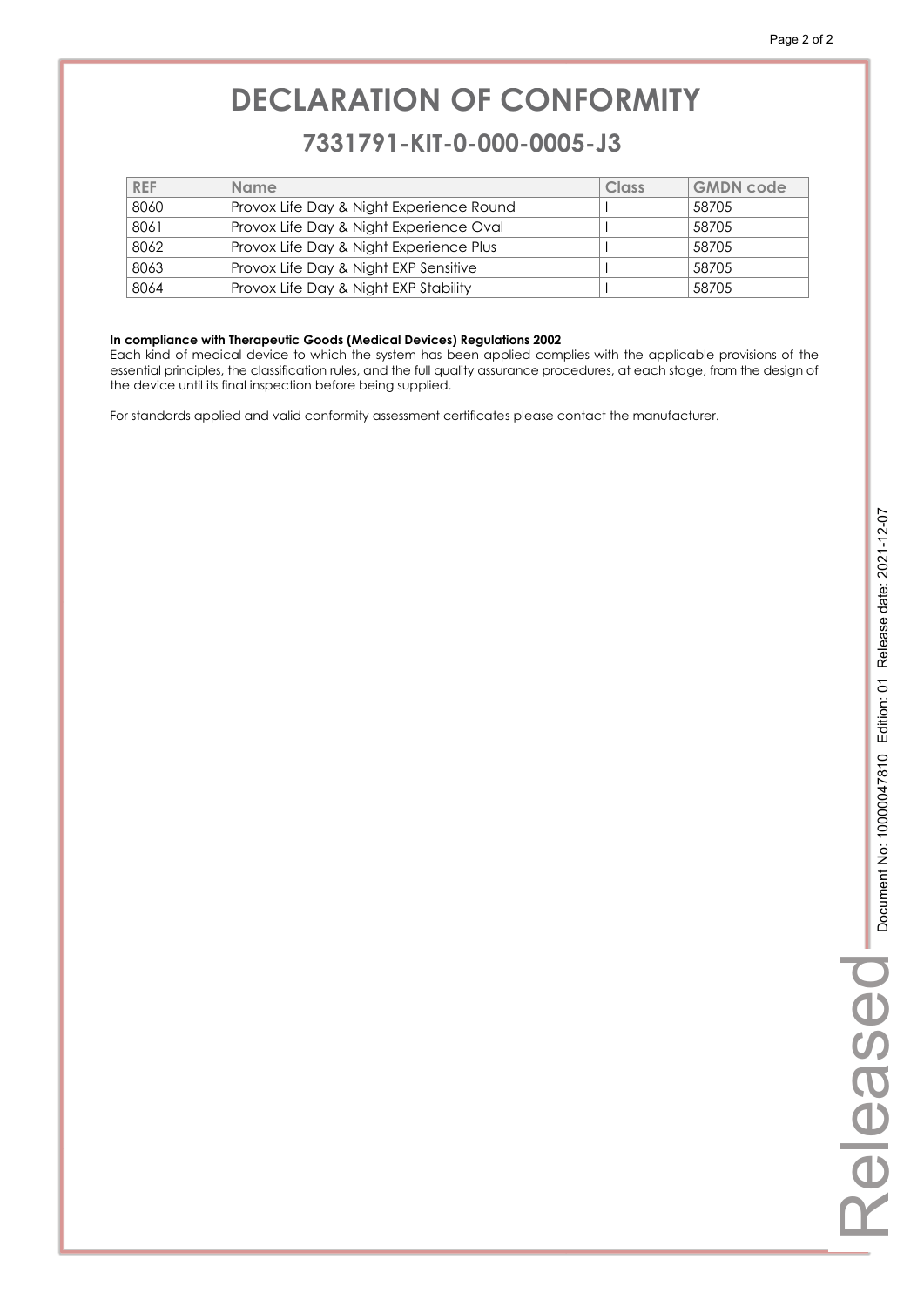# DECLARATION OF CONFORMITY

## 7331791-KIT-0-000-0005-J3

| REF | Name | Class | GMDN code |
|---|---|---|---|
| 8060 | Provox Life Day & Night Experience Round | I | 58705 |
| 8061 | Provox Life Day & Night Experience Oval | I | 58705 |
| 8062 | Provox Life Day & Night Experience Plus | I | 58705 |
| 8063 | Provox Life Day & Night EXP Sensitive | I | 58705 |
| 8064 | Provox Life Day & Night EXP Stability | I | 58705 |

**In compliance with Therapeutic Goods (Medical Devices) Regulations 2002**

Each kind of medical device to which the system has been applied complies with the applicable provisions of the essential principles, the classification rules, and the full quality assurance procedures, at each stage, from the design of the device until its final inspection before being supplied.

For standards applied and valid conformity assessment certificates please contact the manufacturer.

Released Document No: 10000047810 Edition: 01 Release date: 2021-12-07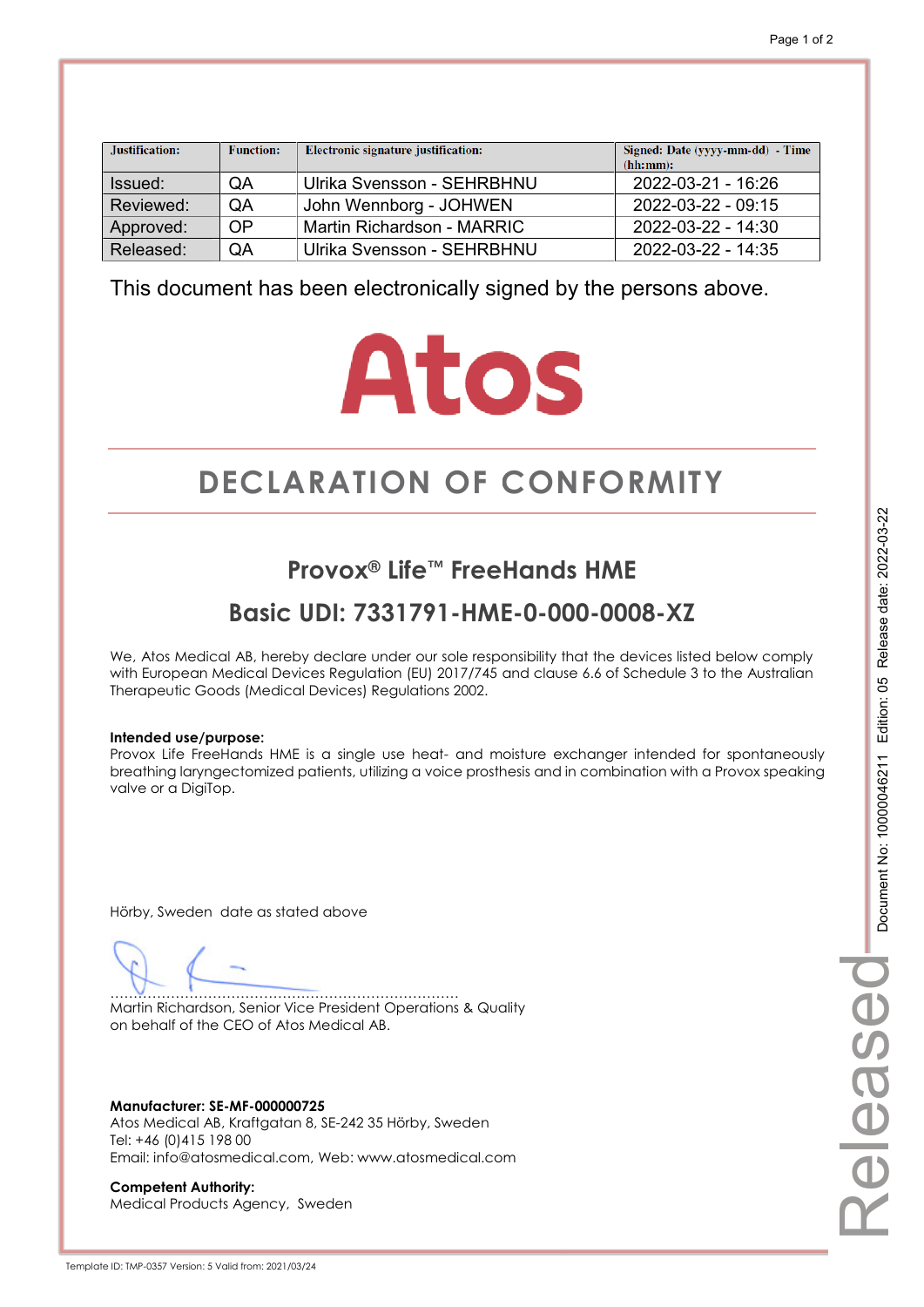| Justification: | Function: | Electronic signature justification: | Signed: Date (yyyy-mm-dd) - Time (hh:mm): |
|---|---|---|---|
| Issued: | QA | Ulrika Svensson - SEHRBHNU | 2022-03-21 - 16:26 |
| Reviewed: | QA | John Wennborg - JOHWEN | 2022-03-22 - 09:15 |
| Approved: | OP | Martin Richardson - MARRIC | 2022-03-22 - 14:30 |
| Released: | QA | Ulrika Svensson - SEHRBHNU | 2022-03-22 - 14:35 |

This document has been electronically signed by the persons above.

Atos

# DECLARATION OF CONFORMITY

## Provox® Life™ FreeHands HME

## Basic UDI: 7331791-HME-0-000-0008-XZ

We, Atos Medical AB, hereby declare under our sole responsibility that the devices listed below comply with European Medical Devices Regulation (EU) 2017/745 and clause 6.6 of Schedule 3 to the Australian Therapeutic Goods (Medical Devices) Regulations 2002.

**Intended use/purpose:**
Provox Life FreeHands HME is a single use heat- and moisture exchanger intended for spontaneously breathing laryngectomized patients, utilizing a voice prosthesis and in combination with a Provox speaking valve or a DigiTop.

Hörby, Sweden date as stated above

.........................................................................
Martin Richardson, Senior Vice President Operations & Quality
on behalf of the CEO of Atos Medical AB.

**Manufacturer: SE-MF-000000725**
Atos Medical AB, Kraftgatan 8, SE-242 35 Hörby, Sweden
Tel: +46 (0)415 198 00
Email: info@atosmedical.com, Web: www.atosmedical.com

**Competent Authority:**
Medical Products Agency, Sweden

Document No: 10000046211 Edition: 05 Release date: 2022-03-22

Released

Template ID: TMP-0357 Version: 5 Valid from: 2021/03/24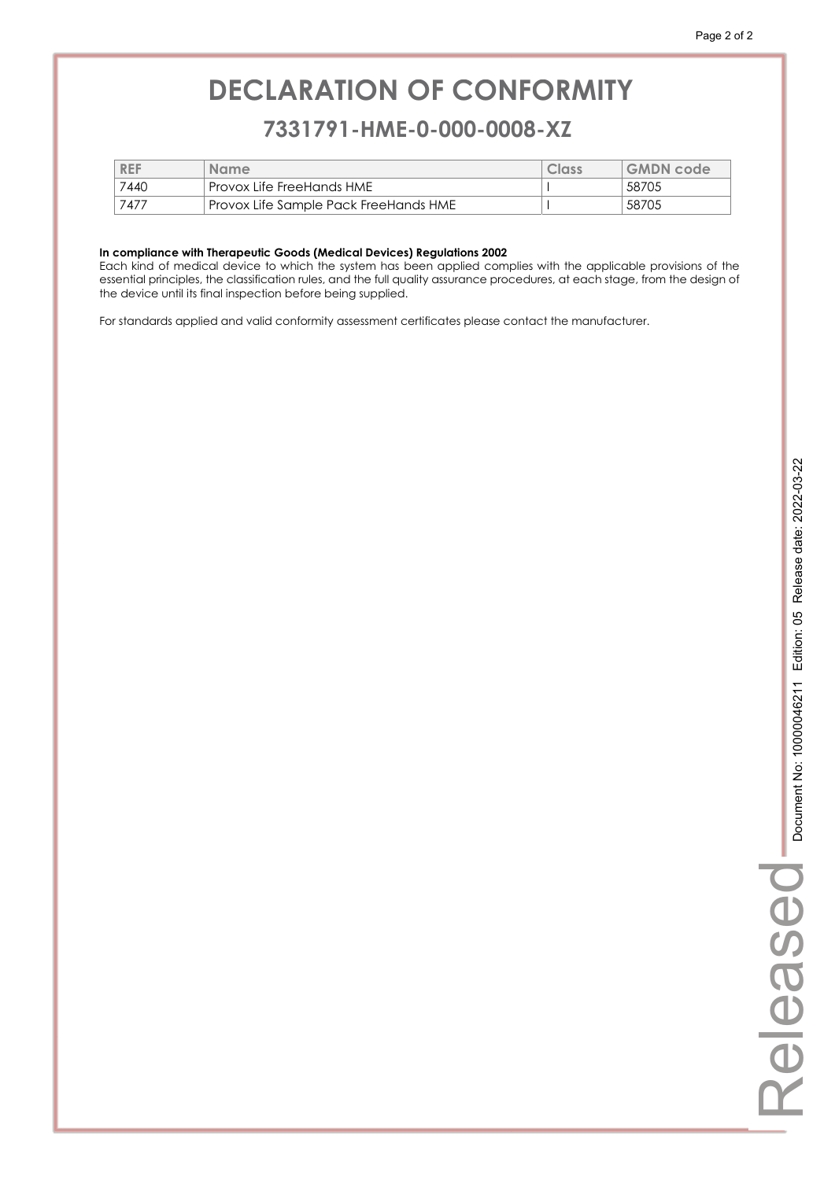# DECLARATION OF CONFORMITY

## 7331791-HME-0-000-0008-XZ

| REF | Name | Class | GMDN code |
|---|---|---|---|
| 7440 | Provox Life FreeHands HME | I | 58705 |
| 7477 | Provox Life Sample Pack FreeHands HME | I | 58705 |

**In compliance with Therapeutic Goods (Medical Devices) Regulations 2002**
Each kind of medical device to which the system has been applied complies with the applicable provisions of the essential principles, the classification rules, and the full quality assurance procedures, at each stage, from the design of the device until its final inspection before being supplied.

For standards applied and valid conformity assessment certificates please contact the manufacturer.

Released Document No: 10000046211 Edition: 05 Release date: 2022-03-22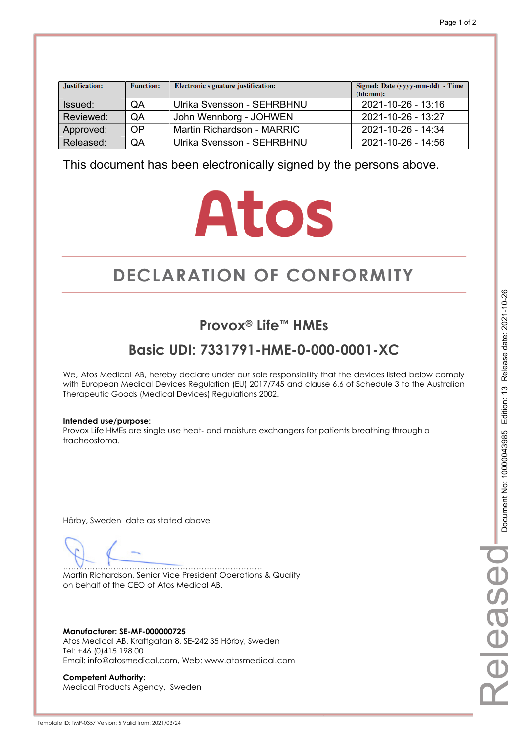| Justification: | Function: | Electronic signature justification: | Signed: Date (yyyy-mm-dd) - Time (hh:mm): |
|---|---|---|---|
| Issued: | QA | Ulrika Svensson - SEHRBHNU | 2021-10-26 - 13:16 |
| Reviewed: | QA | John Wennborg - JOHWEN | 2021-10-26 - 13:27 |
| Approved: | OP | Martin Richardson - MARRIC | 2021-10-26 - 14:34 |
| Released: | QA | Ulrika Svensson - SEHRBHNU | 2021-10-26 - 14:56 |

This document has been electronically signed by the persons above.

Atos

# DECLARATION OF CONFORMITY

## Provox® Life™ HMEs

## Basic UDI: 7331791-HME-0-000-0001-XC

We, Atos Medical AB, hereby declare under our sole responsibility that the devices listed below comply with European Medical Devices Regulation (EU) 2017/745 and clause 6.6 of Schedule 3 to the Australian Therapeutic Goods (Medical Devices) Regulations 2002.

**Intended use/purpose:**
Provox Life HMEs are single use heat- and moisture exchangers for patients breathing through a tracheostoma.

Hörby, Sweden date as stated above

.........................................................................
Martin Richardson, Senior Vice President Operations & Quality
on behalf of the CEO of Atos Medical AB.

**Manufacturer: SE-MF-000000725**
Atos Medical AB, Kraftgatan 8, SE-242 35 Hörby, Sweden
Tel: +46 (0)415 198 00
Email: info@atosmedical.com, Web: www.atosmedical.com

**Competent Authority:**
Medical Products Agency, Sweden

Document No: 10000043985 Edition: 13 Release date: 2021-10-26

Released

Template ID: TMP-0357 Version: 5 Valid from: 2021/03/24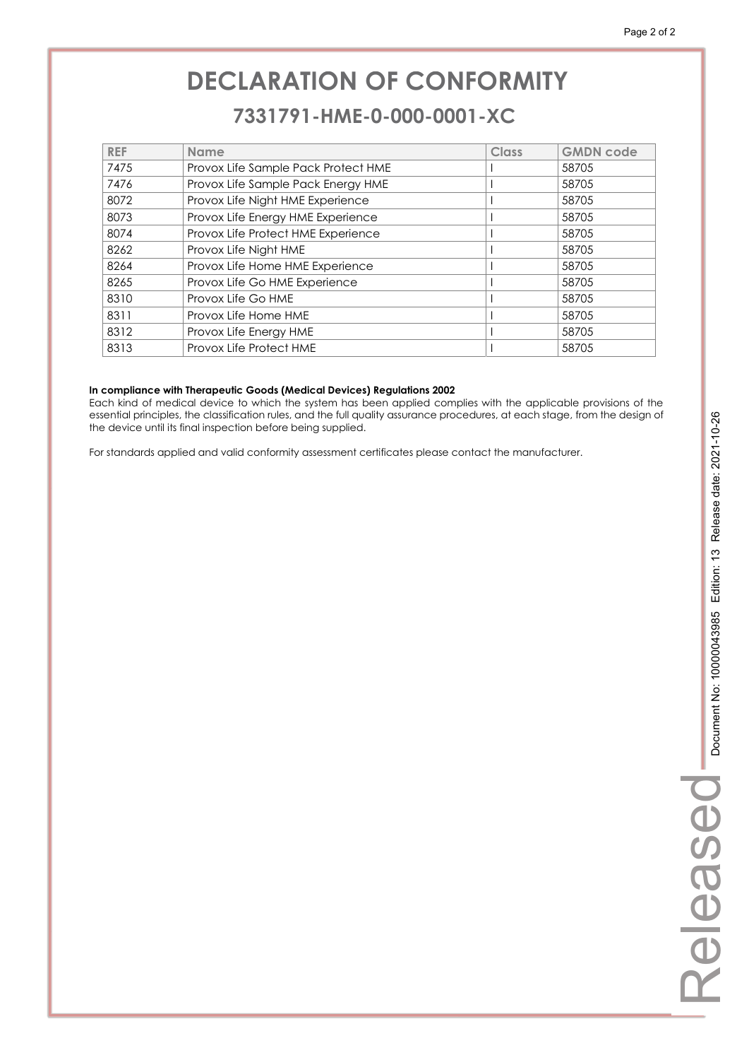# DECLARATION OF CONFORMITY

## 7331791-HME-0-000-0001-XC

| REF | Name | Class | GMDN code |
|---|---|---|---|
| 7475 | Provox Life Sample Pack Protect HME | I | 58705 |
| 7476 | Provox Life Sample Pack Energy HME | I | 58705 |
| 8072 | Provox Life Night HME Experience | I | 58705 |
| 8073 | Provox Life Energy HME Experience | I | 58705 |
| 8074 | Provox Life Protect HME Experience | I | 58705 |
| 8262 | Provox Life Night HME | I | 58705 |
| 8264 | Provox Life Home HME Experience | I | 58705 |
| 8265 | Provox Life Go HME Experience | I | 58705 |
| 8310 | Provox Life Go HME | I | 58705 |
| 8311 | Provox Life Home HME | I | 58705 |
| 8312 | Provox Life Energy HME | I | 58705 |
| 8313 | Provox Life Protect HME | I | 58705 |

**In compliance with Therapeutic Goods (Medical Devices) Regulations 2002**

Each kind of medical device to which the system has been applied complies with the applicable provisions of the essential principles, the classification rules, and the full quality assurance procedures, at each stage, from the design of the device until its final inspection before being supplied.

For standards applied and valid conformity assessment certificates please contact the manufacturer.

Released Document No: 10000043985 Edition: 13 Release date: 2021-10-26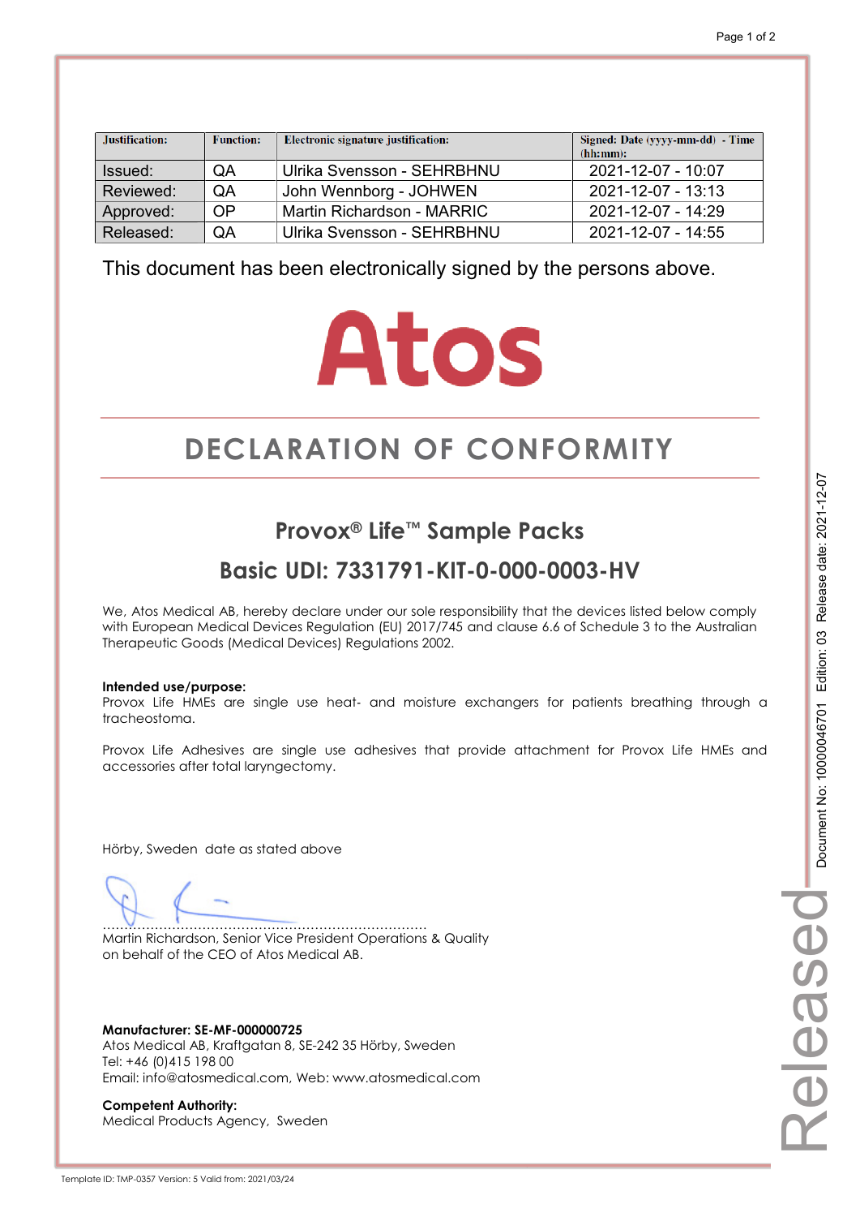| Justification: | Function: | Electronic signature justification: | Signed: Date (yyyy-mm-dd) - Time (hh:mm): |
|---|---|---|---|
| Issued: | QA | Ulrika Svensson - SEHRBHNU | 2021-12-07 - 10:07 |
| Reviewed: | QA | John Wennborg - JOHWEN | 2021-12-07 - 13:13 |
| Approved: | OP | Martin Richardson - MARRIC | 2021-12-07 - 14:29 |
| Released: | QA | Ulrika Svensson - SEHRBHNU | 2021-12-07 - 14:55 |

This document has been electronically signed by the persons above.

Atos

# DECLARATION OF CONFORMITY

## Provox® Life™ Sample Packs

## Basic UDI: 7331791-KIT-0-000-0003-HV

We, Atos Medical AB, hereby declare under our sole responsibility that the devices listed below comply with European Medical Devices Regulation (EU) 2017/745 and clause 6.6 of Schedule 3 to the Australian Therapeutic Goods (Medical Devices) Regulations 2002.

**Intended use/purpose:**
Provox Life HMEs are single use heat- and moisture exchangers for patients breathing through a tracheostoma.

Provox Life Adhesives are single use adhesives that provide attachment for Provox Life HMEs and accessories after total laryngectomy.

Hörby, Sweden date as stated above

.........................................................................
Martin Richardson, Senior Vice President Operations & Quality
on behalf of the CEO of Atos Medical AB.

**Manufacturer: SE-MF-000000725**
Atos Medical AB, Kraftgatan 8, SE-242 35 Hörby, Sweden
Tel: +46 (0)415 198 00
Email: info@atosmedical.com, Web: www.atosmedical.com

**Competent Authority:**
Medical Products Agency, Sweden

Document No: 10000046701 Edition: 03 Release date: 2021-12-07

Released

Template ID: TMP-0357 Version: 5 Valid from: 2021/03/24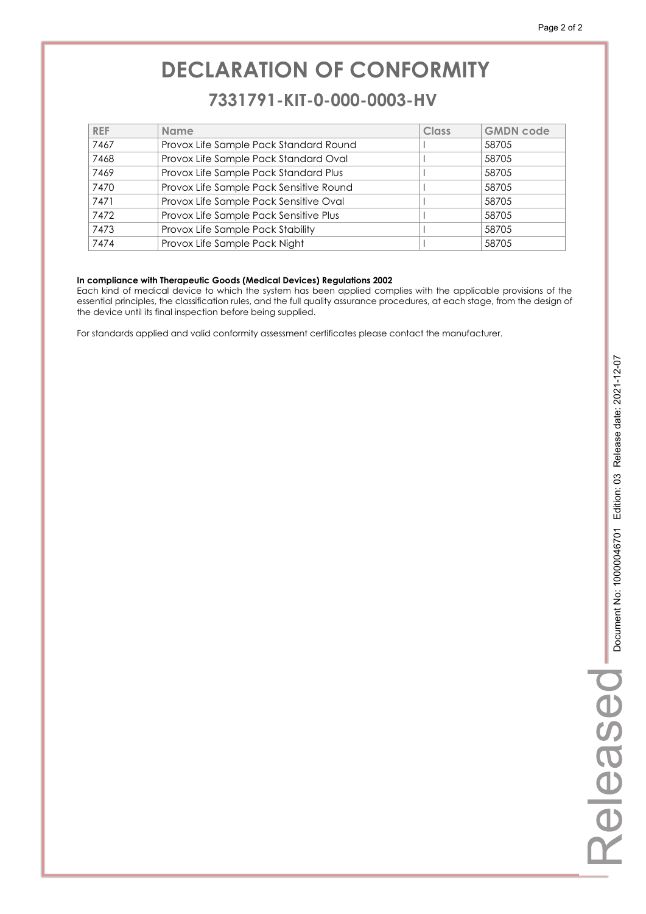# DECLARATION OF CONFORMITY

## 7331791-KIT-0-000-0003-HV

| REF | Name | Class | GMDN code |
|---|---|---|---|
| 7467 | Provox Life Sample Pack Standard Round | I | 58705 |
| 7468 | Provox Life Sample Pack Standard Oval | I | 58705 |
| 7469 | Provox Life Sample Pack Standard Plus | I | 58705 |
| 7470 | Provox Life Sample Pack Sensitive Round | I | 58705 |
| 7471 | Provox Life Sample Pack Sensitive Oval | I | 58705 |
| 7472 | Provox Life Sample Pack Sensitive Plus | I | 58705 |
| 7473 | Provox Life Sample Pack Stability | I | 58705 |
| 7474 | Provox Life Sample Pack Night | I | 58705 |

**In compliance with Therapeutic Goods (Medical Devices) Regulations 2002**
Each kind of medical device to which the system has been applied complies with the applicable provisions of the essential principles, the classification rules, and the full quality assurance procedures, at each stage, from the design of the device until its final inspection before being supplied.

For standards applied and valid conformity assessment certificates please contact the manufacturer.

Released Document No: 10000046701 Edition: 03 Release date: 2021-12-07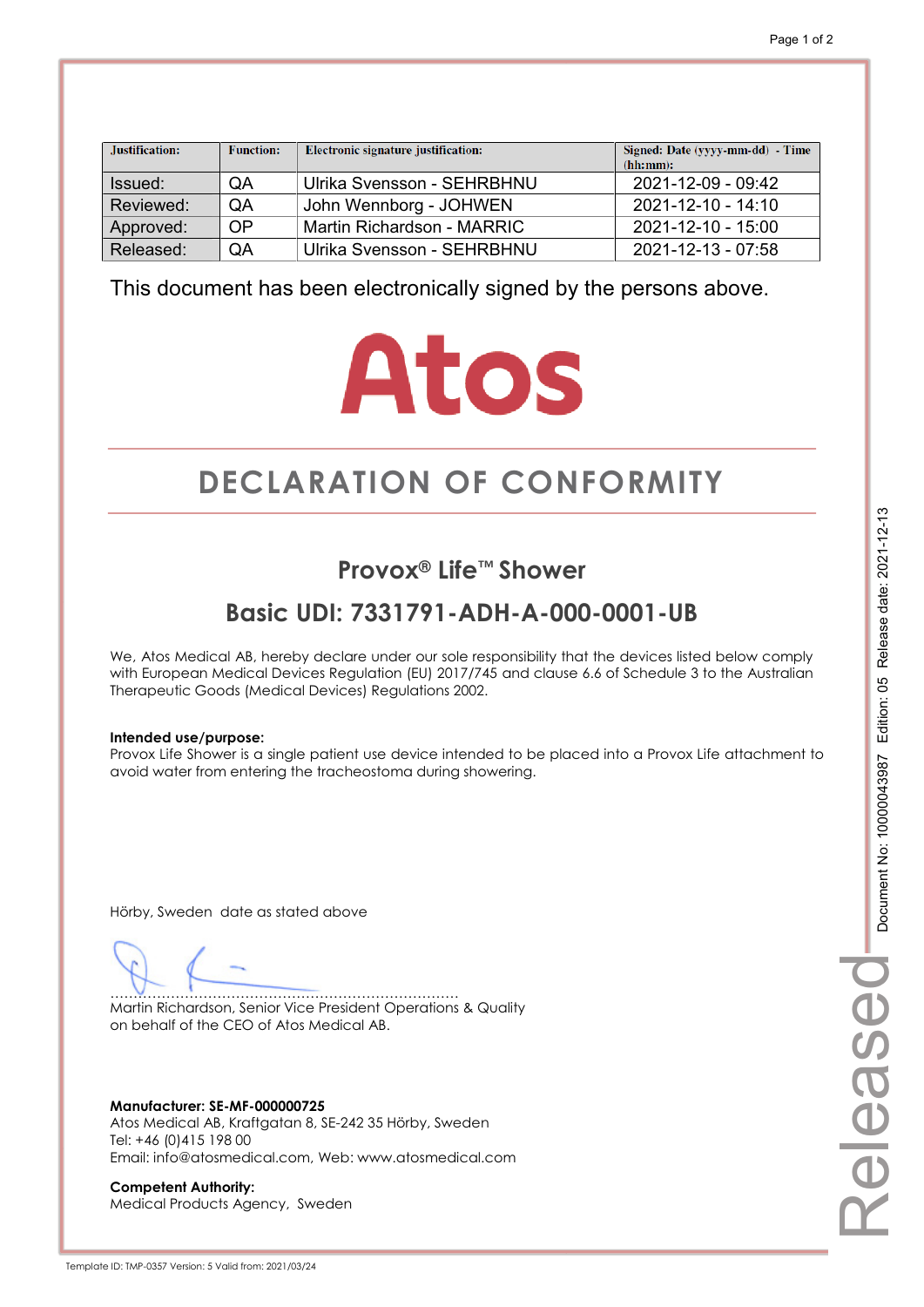| Justification: | Function: | Electronic signature justification: | Signed: Date (yyyy-mm-dd) - Time (hh:mm): |
|---|---|---|---|
| Issued: | QA | Ulrika Svensson - SEHRBHNU | 2021-12-09 - 09:42 |
| Reviewed: | QA | John Wennborg - JOHWEN | 2021-12-10 - 14:10 |
| Approved: | OP | Martin Richardson - MARRIC | 2021-12-10 - 15:00 |
| Released: | QA | Ulrika Svensson - SEHRBHNU | 2021-12-13 - 07:58 |

This document has been electronically signed by the persons above.

Atos

# DECLARATION OF CONFORMITY

## Provox® Life™ Shower

## Basic UDI: 7331791-ADH-A-000-0001-UB

We, Atos Medical AB, hereby declare under our sole responsibility that the devices listed below comply with European Medical Devices Regulation (EU) 2017/745 and clause 6.6 of Schedule 3 to the Australian Therapeutic Goods (Medical Devices) Regulations 2002.

**Intended use/purpose:**
Provox Life Shower is a single patient use device intended to be placed into a Provox Life attachment to avoid water from entering the tracheostoma during showering.

Hörby, Sweden date as stated above

.........................................................................
Martin Richardson, Senior Vice President Operations & Quality
on behalf of the CEO of Atos Medical AB.

**Manufacturer: SE-MF-000000725**
Atos Medical AB, Kraftgatan 8, SE-242 35 Hörby, Sweden
Tel: +46 (0)415 198 00
Email: info@atosmedical.com, Web: www.atosmedical.com

**Competent Authority:**
Medical Products Agency, Sweden

Document No: 10000043987 Edition: 05 Release date: 2021-12-13

Released

Template ID: TMP-0357 Version: 5 Valid from: 2021/03/24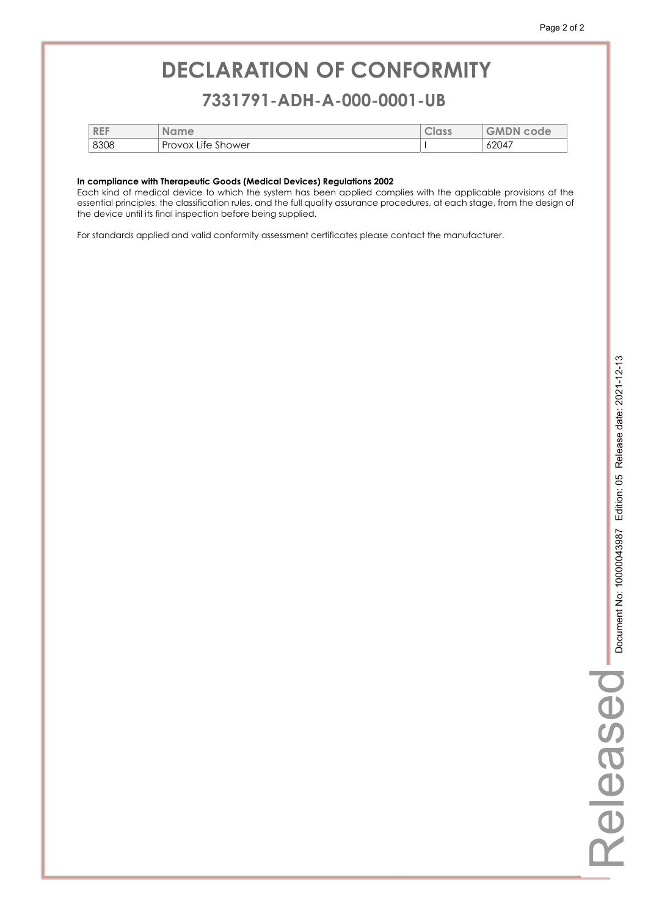# DECLARATION OF CONFORMITY

## 7331791-ADH-A-000-0001-UB

| REF | Name | Class | GMDN code |
|---|---|---|---|
| 8308 | Provox Life Shower | I | 62047 |

**In compliance with Therapeutic Goods (Medical Devices) Regulations 2002**
Each kind of medical device to which the system has been applied complies with the applicable provisions of the essential principles, the classification rules, and the full quality assurance procedures, at each stage, from the design of the device until its final inspection before being supplied.

For standards applied and valid conformity assessment certificates please contact the manufacturer.

Released Document No: 10000043987 Edition: 05 Release date: 2021-12-13